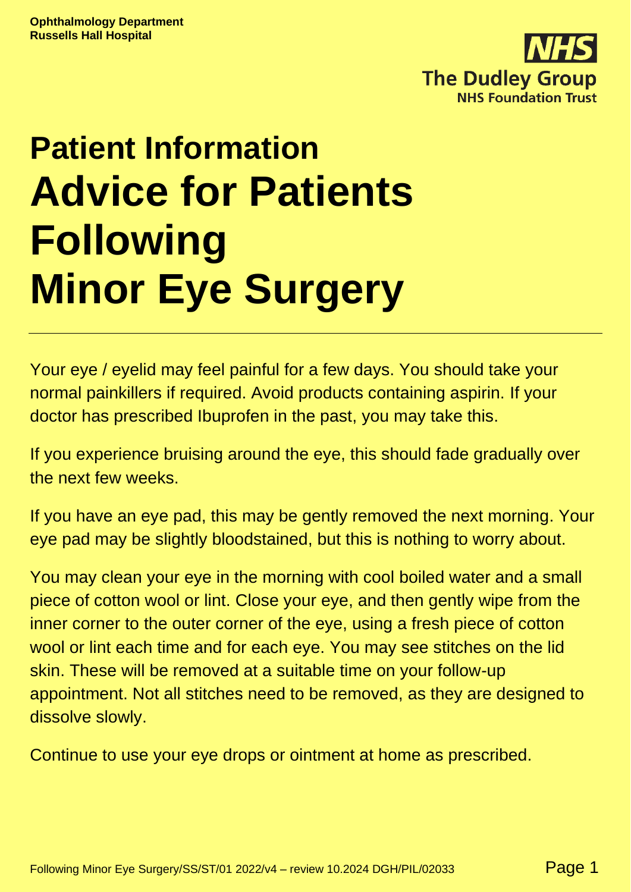Ophthalmology Department
Russells Hall Hospital

The Dudley Group
NHS Foundation Trust

# Patient Information
# Advice for Patients Following Minor Eye Surgery

Your eye / eyelid may feel painful for a few days. You should take your normal painkillers if required. Avoid products containing aspirin. If your doctor has prescribed Ibuprofen in the past, you may take this.

If you experience bruising around the eye, this should fade gradually over the next few weeks.

If you have an eye pad, this may be gently removed the next morning. Your eye pad may be slightly bloodstained, but this is nothing to worry about.

You may clean your eye in the morning with cool boiled water and a small piece of cotton wool or lint. Close your eye, and then gently wipe from the inner corner to the outer corner of the eye, using a fresh piece of cotton wool or lint each time and for each eye. You may see stitches on the lid skin. These will be removed at a suitable time on your follow-up appointment. Not all stitches need to be removed, as they are designed to dissolve slowly.

Continue to use your eye drops or ointment at home as prescribed.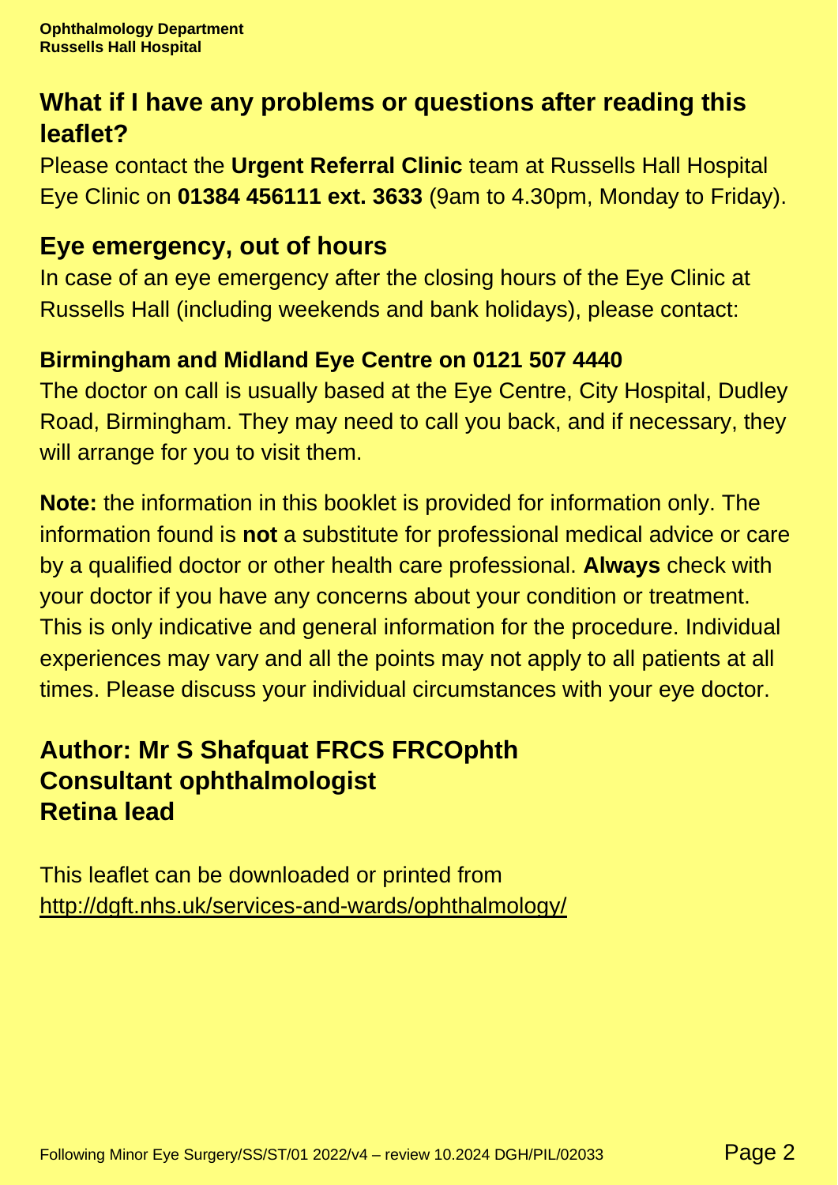## What if I have any problems or questions after reading this leaflet?

Please contact the **Urgent Referral Clinic** team at Russells Hall Hospital Eye Clinic on **01384 456111 ext. 3633** (9am to 4.30pm, Monday to Friday).

## Eye emergency, out of hours

In case of an eye emergency after the closing hours of the Eye Clinic at Russells Hall (including weekends and bank holidays), please contact:

**Birmingham and Midland Eye Centre on 0121 507 4440**

The doctor on call is usually based at the Eye Centre, City Hospital, Dudley Road, Birmingham. They may need to call you back, and if necessary, they will arrange for you to visit them.

**Note:** the information in this booklet is provided for information only. The information found is **not** a substitute for professional medical advice or care by a qualified doctor or other health care professional. **Always** check with your doctor if you have any concerns about your condition or treatment. This is only indicative and general information for the procedure. Individual experiences may vary and all the points may not apply to all patients at all times. Please discuss your individual circumstances with your eye doctor.

## Author: Mr S Shafquat FRCS FRCOphth
## Consultant ophthalmologist
## Retina lead

This leaflet can be downloaded or printed from
http://dgft.nhs.uk/services-and-wards/ophthalmology/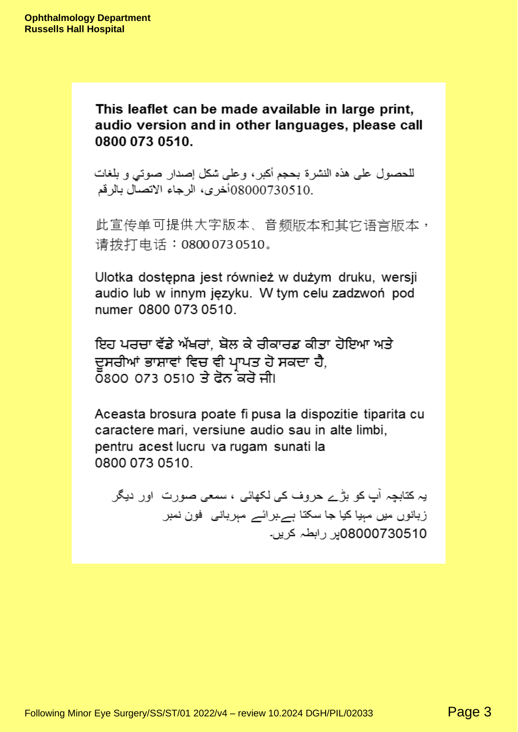**This leaflet can be made available in large print, audio version and in other languages, please call 0800 073 0510.**

للحصول على هذه النشرة بحجم أكبر، وعلى شكل إصدار صوتي و بلغات أخرى، الرجاء الاتصال بالرقم 08000730510.

此宣传单可提供大字版本、音频版本和其它语言版本，请拨打电话：0800 073 0510。

Ulotka dostępna jest również w dużym druku, wersji audio lub w innym języku. W tym celu zadzwoń pod numer 0800 073 0510.

ਇਹ ਪਰਚਾ ਵੱਡੇ ਅੱਖਰਾਂ, ਬੋਲ ਕੇ ਰੀਕਾਰਡ ਕੀਤਾ ਹੋਇਆ ਅਤੇ ਦੂਸਰੀਆਂ ਭਾਸ਼ਾਵਾਂ ਵਿਚ ਵੀ ਪ੍ਰਾਪਤ ਹੋ ਸਕਦਾ ਹੈ, 0800 073 0510 ਤੇ ਫੋਨ ਕਰੋ ਜੀ।

Aceasta brosura poate fi pusa la dispozitie tiparita cu caractere mari, versiune audio sau in alte limbi, pentru acest lucru va rugam sunati la 0800 073 0510.

یہ کتابچہ آپ کو بڑے حروف کی لکھائی ، سمعی صورت اور دیگر زبانوں میں مہیا کیا جا سکتا ہے۔برائے مہربانی فون نمبر 08000730510پر رابطہ کریں۔